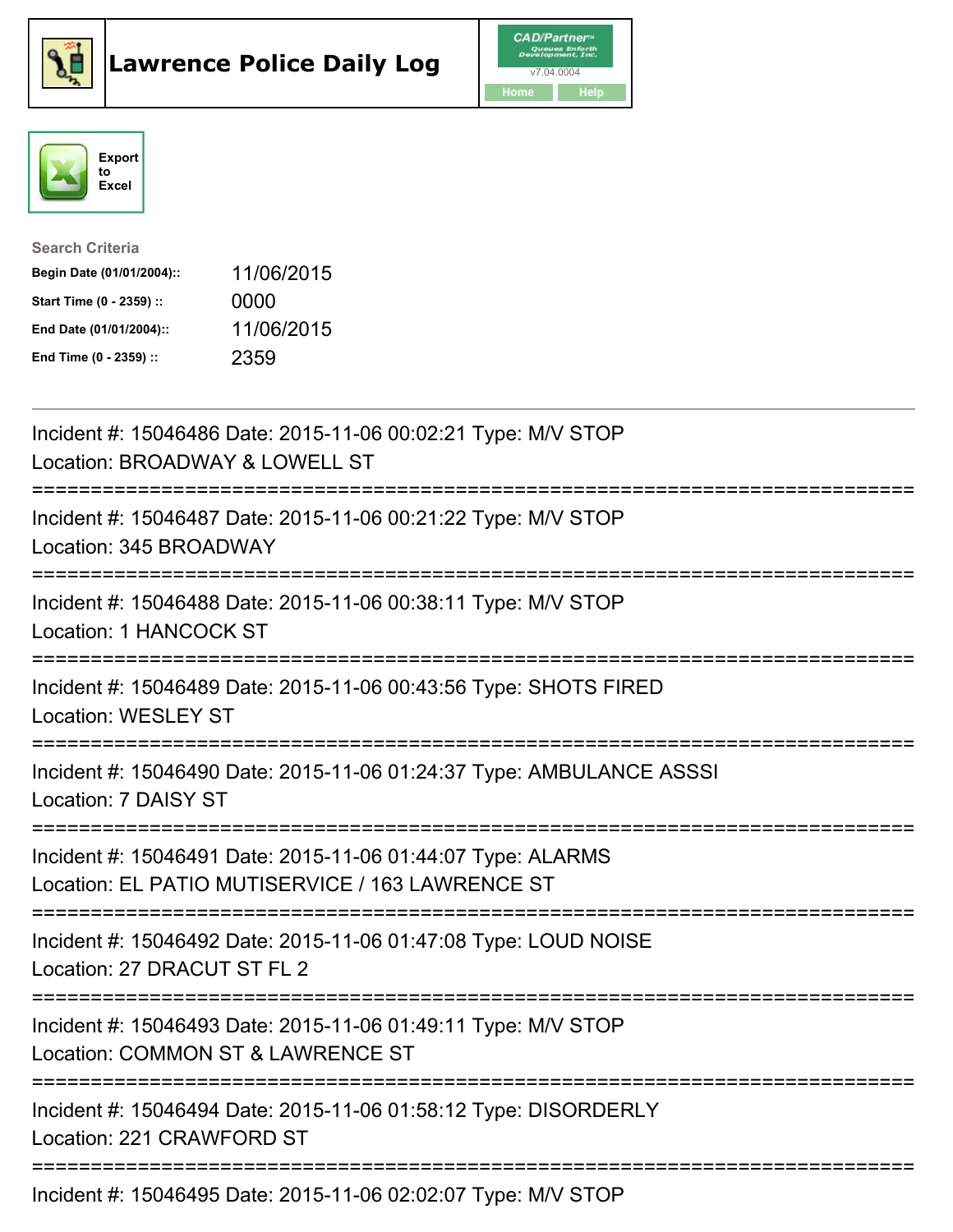# Lawrence Police Daily Log

Export to Excel

**Search Criteria**

| | |
|---|---|
| **Begin Date (01/01/2004)::** | 11/06/2015 |
| **Start Time (0 - 2359) ::** | 0000 |
| **End Date (01/01/2004)::** | 11/06/2015 |
| **End Time (0 - 2359) ::** | 2359 |

---

Incident #: 15046486 Date: 2015-11-06 00:02:21 Type: M/V STOP
Location: BROADWAY & LOWELL ST

===========================================================================

Incident #: 15046487 Date: 2015-11-06 00:21:22 Type: M/V STOP
Location: 345 BROADWAY

===========================================================================

Incident #: 15046488 Date: 2015-11-06 00:38:11 Type: M/V STOP
Location: 1 HANCOCK ST

===========================================================================

Incident #: 15046489 Date: 2015-11-06 00:43:56 Type: SHOTS FIRED
Location: WESLEY ST

===========================================================================

Incident #: 15046490 Date: 2015-11-06 01:24:37 Type: AMBULANCE ASSSI
Location: 7 DAISY ST

===========================================================================

Incident #: 15046491 Date: 2015-11-06 01:44:07 Type: ALARMS
Location: EL PATIO MUTISERVICE / 163 LAWRENCE ST

===========================================================================

Incident #: 15046492 Date: 2015-11-06 01:47:08 Type: LOUD NOISE
Location: 27 DRACUT ST FL 2

===========================================================================

Incident #: 15046493 Date: 2015-11-06 01:49:11 Type: M/V STOP
Location: COMMON ST & LAWRENCE ST

===========================================================================

Incident #: 15046494 Date: 2015-11-06 01:58:12 Type: DISORDERLY
Location: 221 CRAWFORD ST

===========================================================================

Incident #: 15046495 Date: 2015-11-06 02:02:07 Type: M/V STOP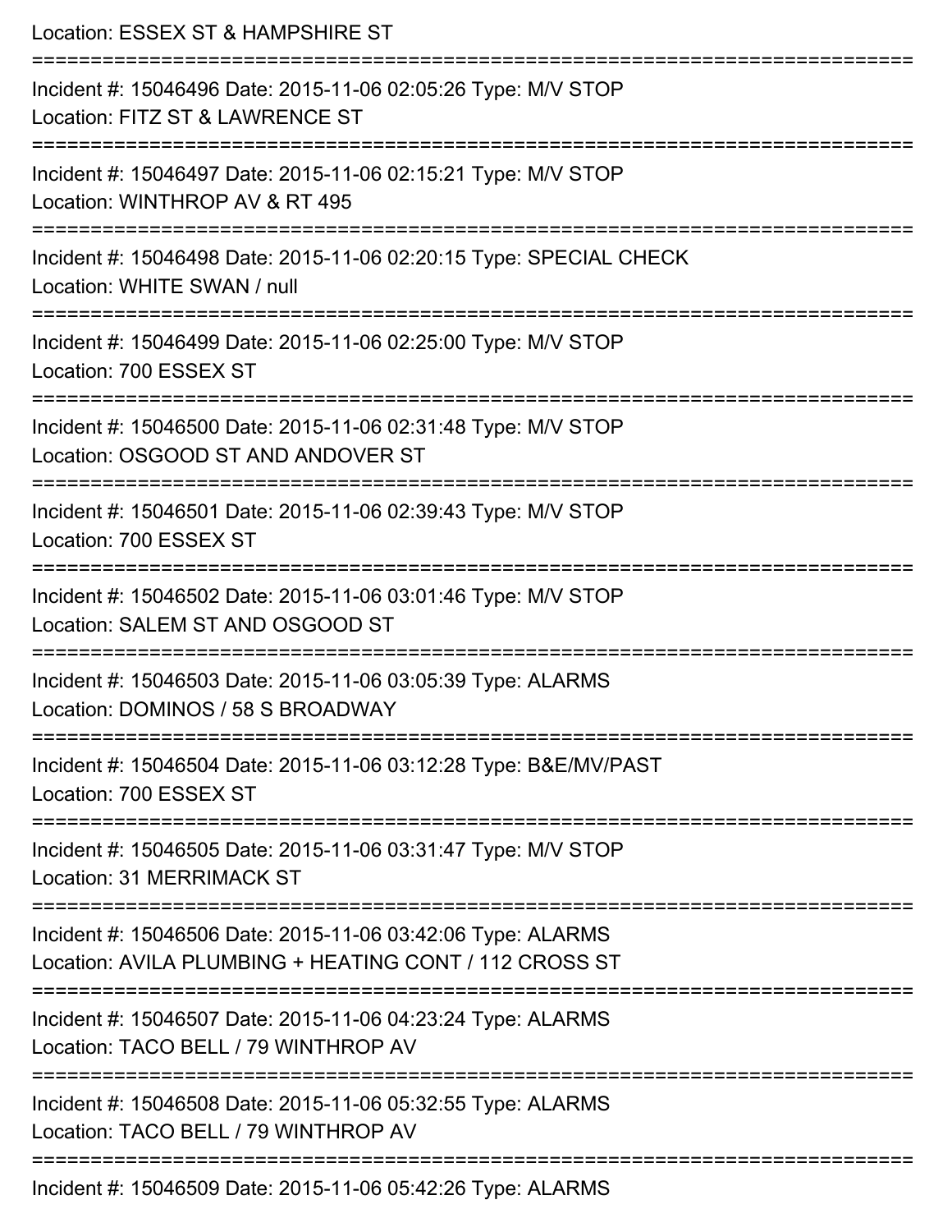Location: ESSEX ST & HAMPSHIRE ST

===========================================================================

Incident #: 15046496 Date: 2015-11-06 02:05:26 Type: M/V STOP
Location: FITZ ST & LAWRENCE ST

===========================================================================

Incident #: 15046497 Date: 2015-11-06 02:15:21 Type: M/V STOP
Location: WINTHROP AV & RT 495

===========================================================================

Incident #: 15046498 Date: 2015-11-06 02:20:15 Type: SPECIAL CHECK
Location: WHITE SWAN / null

===========================================================================

Incident #: 15046499 Date: 2015-11-06 02:25:00 Type: M/V STOP
Location: 700 ESSEX ST

===========================================================================

Incident #: 15046500 Date: 2015-11-06 02:31:48 Type: M/V STOP
Location: OSGOOD ST AND ANDOVER ST

===========================================================================

Incident #: 15046501 Date: 2015-11-06 02:39:43 Type: M/V STOP
Location: 700 ESSEX ST

===========================================================================

Incident #: 15046502 Date: 2015-11-06 03:01:46 Type: M/V STOP
Location: SALEM ST AND OSGOOD ST

===========================================================================

Incident #: 15046503 Date: 2015-11-06 03:05:39 Type: ALARMS
Location: DOMINOS / 58 S BROADWAY

===========================================================================

Incident #: 15046504 Date: 2015-11-06 03:12:28 Type: B&E/MV/PAST
Location: 700 ESSEX ST

===========================================================================

Incident #: 15046505 Date: 2015-11-06 03:31:47 Type: M/V STOP
Location: 31 MERRIMACK ST

===========================================================================

Incident #: 15046506 Date: 2015-11-06 03:42:06 Type: ALARMS
Location: AVILA PLUMBING + HEATING CONT / 112 CROSS ST

===========================================================================

Incident #: 15046507 Date: 2015-11-06 04:23:24 Type: ALARMS
Location: TACO BELL / 79 WINTHROP AV

===========================================================================

Incident #: 15046508 Date: 2015-11-06 05:32:55 Type: ALARMS
Location: TACO BELL / 79 WINTHROP AV

===========================================================================

Incident #: 15046509 Date: 2015-11-06 05:42:26 Type: ALARMS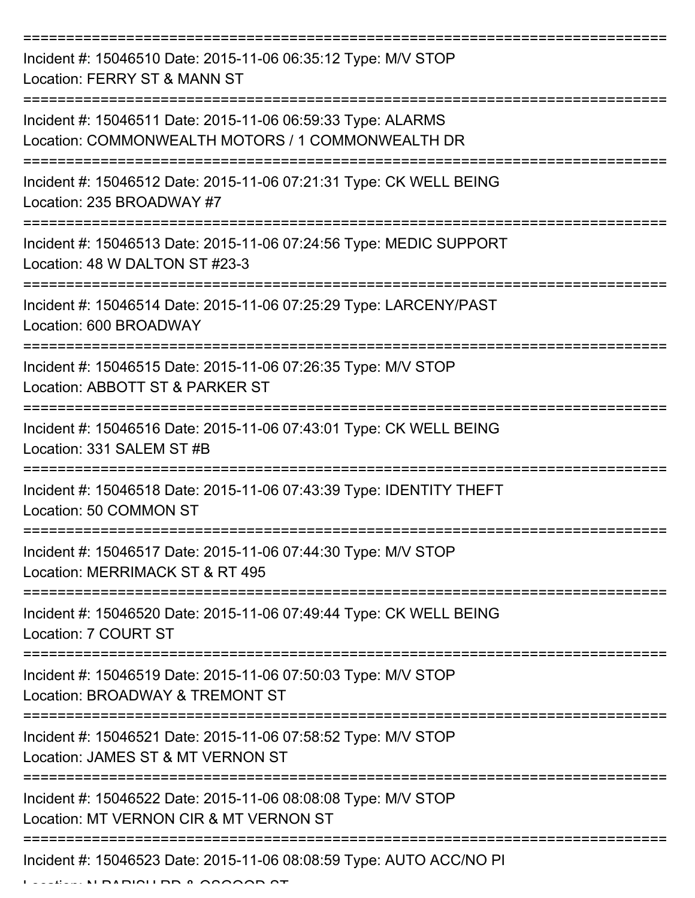===========================================================================

Incident #: 15046510 Date: 2015-11-06 06:35:12 Type: M/V STOP
Location: FERRY ST & MANN ST

===========================================================================

Incident #: 15046511 Date: 2015-11-06 06:59:33 Type: ALARMS
Location: COMMONWEALTH MOTORS / 1 COMMONWEALTH DR

===========================================================================

Incident #: 15046512 Date: 2015-11-06 07:21:31 Type: CK WELL BEING
Location: 235 BROADWAY #7

===========================================================================

Incident #: 15046513 Date: 2015-11-06 07:24:56 Type: MEDIC SUPPORT
Location: 48 W DALTON ST #23-3

===========================================================================

Incident #: 15046514 Date: 2015-11-06 07:25:29 Type: LARCENY/PAST
Location: 600 BROADWAY

===========================================================================

Incident #: 15046515 Date: 2015-11-06 07:26:35 Type: M/V STOP
Location: ABBOTT ST & PARKER ST

===========================================================================

Incident #: 15046516 Date: 2015-11-06 07:43:01 Type: CK WELL BEING
Location: 331 SALEM ST #B

===========================================================================

Incident #: 15046518 Date: 2015-11-06 07:43:39 Type: IDENTITY THEFT
Location: 50 COMMON ST

===========================================================================

Incident #: 15046517 Date: 2015-11-06 07:44:30 Type: M/V STOP
Location: MERRIMACK ST & RT 495

===========================================================================

Incident #: 15046520 Date: 2015-11-06 07:49:44 Type: CK WELL BEING
Location: 7 COURT ST

===========================================================================

Incident #: 15046519 Date: 2015-11-06 07:50:03 Type: M/V STOP
Location: BROADWAY & TREMONT ST

===========================================================================

Incident #: 15046521 Date: 2015-11-06 07:58:52 Type: M/V STOP
Location: JAMES ST & MT VERNON ST

===========================================================================

Incident #: 15046522 Date: 2015-11-06 08:08:08 Type: M/V STOP
Location: MT VERNON CIR & MT VERNON ST

===========================================================================

Incident #: 15046523 Date: 2015-11-06 08:08:59 Type: AUTO ACC/NO PI
Location: N PARISH RD & OSGOOD ST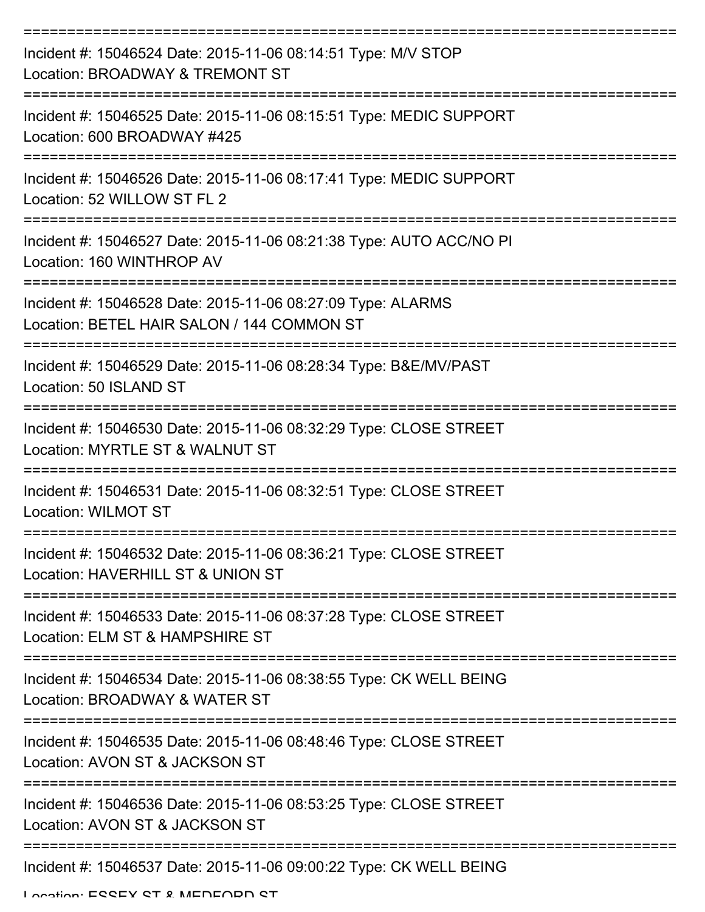===========================================================================

Incident #: 15046524 Date: 2015-11-06 08:14:51 Type: M/V STOP
Location: BROADWAY & TREMONT ST

===========================================================================

Incident #: 15046525 Date: 2015-11-06 08:15:51 Type: MEDIC SUPPORT
Location: 600 BROADWAY #425

===========================================================================

Incident #: 15046526 Date: 2015-11-06 08:17:41 Type: MEDIC SUPPORT
Location: 52 WILLOW ST FL 2

===========================================================================

Incident #: 15046527 Date: 2015-11-06 08:21:38 Type: AUTO ACC/NO PI
Location: 160 WINTHROP AV

===========================================================================

Incident #: 15046528 Date: 2015-11-06 08:27:09 Type: ALARMS
Location: BETEL HAIR SALON / 144 COMMON ST

===========================================================================

Incident #: 15046529 Date: 2015-11-06 08:28:34 Type: B&E/MV/PAST
Location: 50 ISLAND ST

===========================================================================

Incident #: 15046530 Date: 2015-11-06 08:32:29 Type: CLOSE STREET
Location: MYRTLE ST & WALNUT ST

===========================================================================

Incident #: 15046531 Date: 2015-11-06 08:32:51 Type: CLOSE STREET
Location: WILMOT ST

===========================================================================

Incident #: 15046532 Date: 2015-11-06 08:36:21 Type: CLOSE STREET
Location: HAVERHILL ST & UNION ST

===========================================================================

Incident #: 15046533 Date: 2015-11-06 08:37:28 Type: CLOSE STREET
Location: ELM ST & HAMPSHIRE ST

===========================================================================

Incident #: 15046534 Date: 2015-11-06 08:38:55 Type: CK WELL BEING
Location: BROADWAY & WATER ST

===========================================================================

Incident #: 15046535 Date: 2015-11-06 08:48:46 Type: CLOSE STREET
Location: AVON ST & JACKSON ST

===========================================================================

Incident #: 15046536 Date: 2015-11-06 08:53:25 Type: CLOSE STREET
Location: AVON ST & JACKSON ST

===========================================================================

Incident #: 15046537 Date: 2015-11-06 09:00:22 Type: CK WELL BEING
Location: ESSEX ST & MEDFORD ST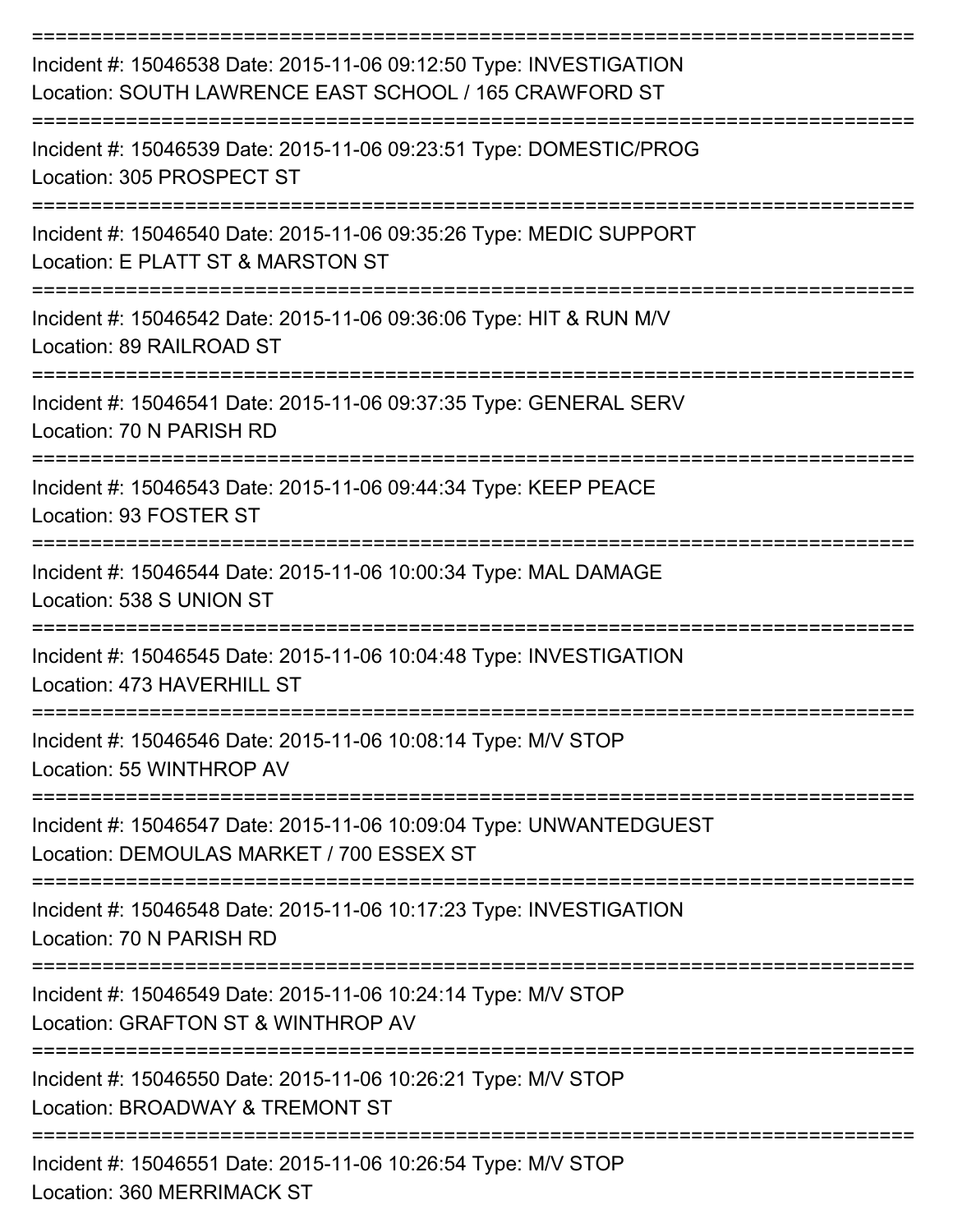===========================================================================

Incident #: 15046538 Date: 2015-11-06 09:12:50 Type: INVESTIGATION
Location: SOUTH LAWRENCE EAST SCHOOL / 165 CRAWFORD ST

===========================================================================

Incident #: 15046539 Date: 2015-11-06 09:23:51 Type: DOMESTIC/PROG
Location: 305 PROSPECT ST

===========================================================================

Incident #: 15046540 Date: 2015-11-06 09:35:26 Type: MEDIC SUPPORT
Location: E PLATT ST & MARSTON ST

===========================================================================

Incident #: 15046542 Date: 2015-11-06 09:36:06 Type: HIT & RUN M/V
Location: 89 RAILROAD ST

===========================================================================

Incident #: 15046541 Date: 2015-11-06 09:37:35 Type: GENERAL SERV
Location: 70 N PARISH RD

===========================================================================

Incident #: 15046543 Date: 2015-11-06 09:44:34 Type: KEEP PEACE
Location: 93 FOSTER ST

===========================================================================

Incident #: 15046544 Date: 2015-11-06 10:00:34 Type: MAL DAMAGE
Location: 538 S UNION ST

===========================================================================

Incident #: 15046545 Date: 2015-11-06 10:04:48 Type: INVESTIGATION
Location: 473 HAVERHILL ST

===========================================================================

Incident #: 15046546 Date: 2015-11-06 10:08:14 Type: M/V STOP
Location: 55 WINTHROP AV

===========================================================================

Incident #: 15046547 Date: 2015-11-06 10:09:04 Type: UNWANTEDGUEST
Location: DEMOULAS MARKET / 700 ESSEX ST

===========================================================================

Incident #: 15046548 Date: 2015-11-06 10:17:23 Type: INVESTIGATION
Location: 70 N PARISH RD

===========================================================================

Incident #: 15046549 Date: 2015-11-06 10:24:14 Type: M/V STOP
Location: GRAFTON ST & WINTHROP AV

===========================================================================

Incident #: 15046550 Date: 2015-11-06 10:26:21 Type: M/V STOP
Location: BROADWAY & TREMONT ST

===========================================================================

Incident #: 15046551 Date: 2015-11-06 10:26:54 Type: M/V STOP
Location: 360 MERRIMACK ST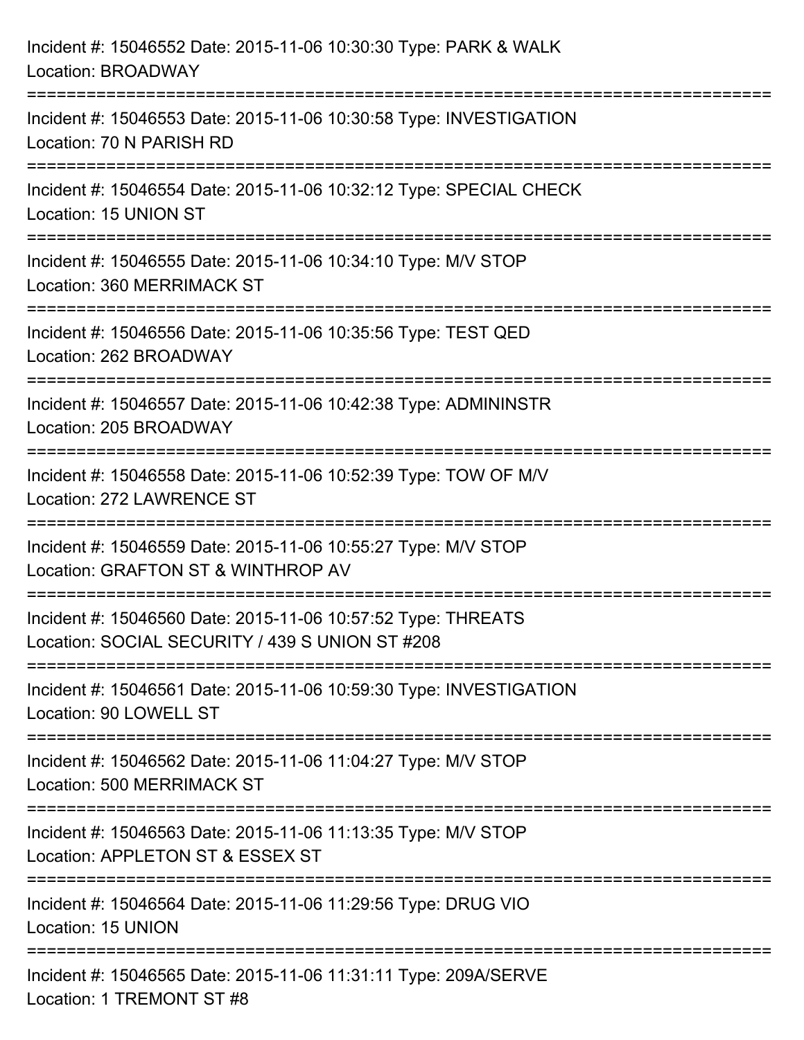Incident #: 15046552 Date: 2015-11-06 10:30:30 Type: PARK & WALK
Location: BROADWAY

===========================================================================

Incident #: 15046553 Date: 2015-11-06 10:30:58 Type: INVESTIGATION
Location: 70 N PARISH RD

===========================================================================

Incident #: 15046554 Date: 2015-11-06 10:32:12 Type: SPECIAL CHECK
Location: 15 UNION ST

===========================================================================

Incident #: 15046555 Date: 2015-11-06 10:34:10 Type: M/V STOP
Location: 360 MERRIMACK ST

===========================================================================

Incident #: 15046556 Date: 2015-11-06 10:35:56 Type: TEST QED
Location: 262 BROADWAY

===========================================================================

Incident #: 15046557 Date: 2015-11-06 10:42:38 Type: ADMININSTR
Location: 205 BROADWAY

===========================================================================

Incident #: 15046558 Date: 2015-11-06 10:52:39 Type: TOW OF M/V
Location: 272 LAWRENCE ST

===========================================================================

Incident #: 15046559 Date: 2015-11-06 10:55:27 Type: M/V STOP
Location: GRAFTON ST & WINTHROP AV

===========================================================================

Incident #: 15046560 Date: 2015-11-06 10:57:52 Type: THREATS
Location: SOCIAL SECURITY / 439 S UNION ST #208

===========================================================================

Incident #: 15046561 Date: 2015-11-06 10:59:30 Type: INVESTIGATION
Location: 90 LOWELL ST

===========================================================================

Incident #: 15046562 Date: 2015-11-06 11:04:27 Type: M/V STOP
Location: 500 MERRIMACK ST

===========================================================================

Incident #: 15046563 Date: 2015-11-06 11:13:35 Type: M/V STOP
Location: APPLETON ST & ESSEX ST

===========================================================================

Incident #: 15046564 Date: 2015-11-06 11:29:56 Type: DRUG VIO
Location: 15 UNION

===========================================================================

Incident #: 15046565 Date: 2015-11-06 11:31:11 Type: 209A/SERVE
Location: 1 TREMONT ST #8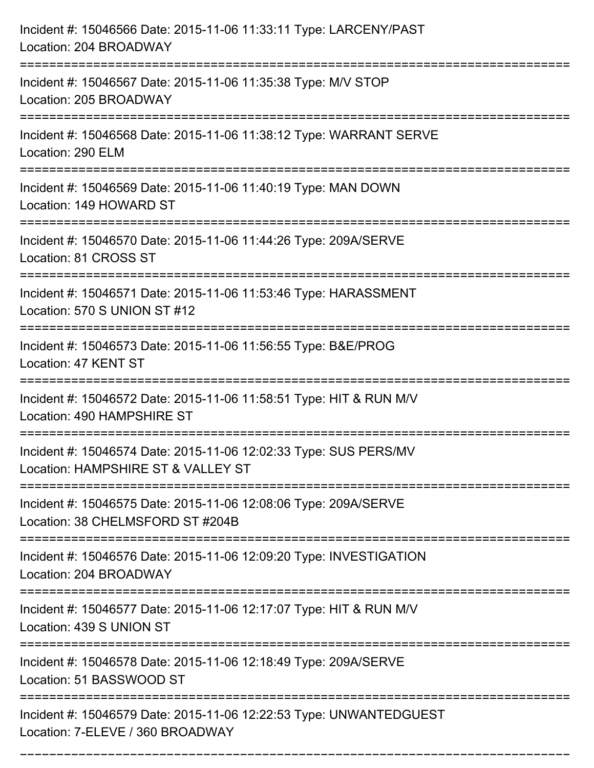Incident #: 15046566 Date: 2015-11-06 11:33:11 Type: LARCENY/PAST
Location: 204 BROADWAY

===========================================================================

Incident #: 15046567 Date: 2015-11-06 11:35:38 Type: M/V STOP
Location: 205 BROADWAY

===========================================================================

Incident #: 15046568 Date: 2015-11-06 11:38:12 Type: WARRANT SERVE
Location: 290 ELM

===========================================================================

Incident #: 15046569 Date: 2015-11-06 11:40:19 Type: MAN DOWN
Location: 149 HOWARD ST

===========================================================================

Incident #: 15046570 Date: 2015-11-06 11:44:26 Type: 209A/SERVE
Location: 81 CROSS ST

===========================================================================

Incident #: 15046571 Date: 2015-11-06 11:53:46 Type: HARASSMENT
Location: 570 S UNION ST #12

===========================================================================

Incident #: 15046573 Date: 2015-11-06 11:56:55 Type: B&E/PROG
Location: 47 KENT ST

===========================================================================

Incident #: 15046572 Date: 2015-11-06 11:58:51 Type: HIT & RUN M/V
Location: 490 HAMPSHIRE ST

===========================================================================

Incident #: 15046574 Date: 2015-11-06 12:02:33 Type: SUS PERS/MV
Location: HAMPSHIRE ST & VALLEY ST

===========================================================================

Incident #: 15046575 Date: 2015-11-06 12:08:06 Type: 209A/SERVE
Location: 38 CHELMSFORD ST #204B

===========================================================================

Incident #: 15046576 Date: 2015-11-06 12:09:20 Type: INVESTIGATION
Location: 204 BROADWAY

===========================================================================

Incident #: 15046577 Date: 2015-11-06 12:17:07 Type: HIT & RUN M/V
Location: 439 S UNION ST

===========================================================================

Incident #: 15046578 Date: 2015-11-06 12:18:49 Type: 209A/SERVE
Location: 51 BASSWOOD ST

===========================================================================

Incident #: 15046579 Date: 2015-11-06 12:22:53 Type: UNWANTEDGUEST
Location: 7-ELEVE / 360 BROADWAY

===========================================================================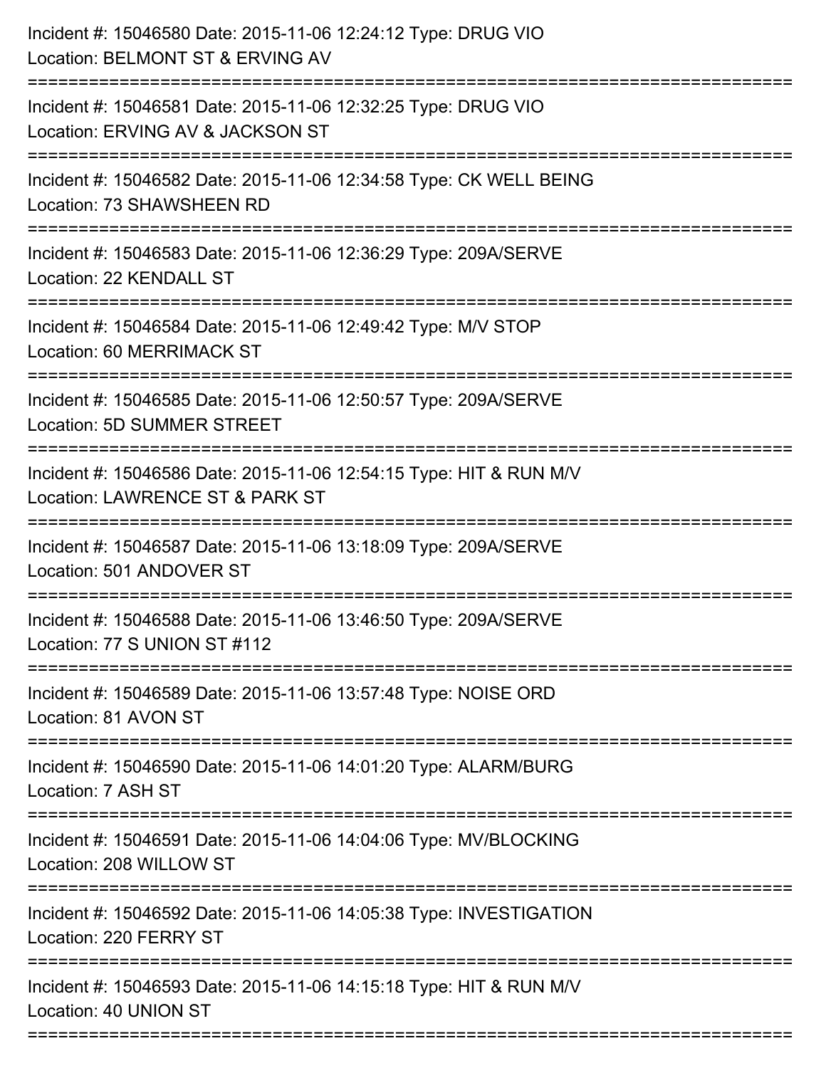Incident #: 15046580 Date: 2015-11-06 12:24:12 Type: DRUG VIO
Location: BELMONT ST & ERVING AV

===========================================================================

Incident #: 15046581 Date: 2015-11-06 12:32:25 Type: DRUG VIO
Location: ERVING AV & JACKSON ST

===========================================================================

Incident #: 15046582 Date: 2015-11-06 12:34:58 Type: CK WELL BEING
Location: 73 SHAWSHEEN RD

===========================================================================

Incident #: 15046583 Date: 2015-11-06 12:36:29 Type: 209A/SERVE
Location: 22 KENDALL ST

===========================================================================

Incident #: 15046584 Date: 2015-11-06 12:49:42 Type: M/V STOP
Location: 60 MERRIMACK ST

===========================================================================

Incident #: 15046585 Date: 2015-11-06 12:50:57 Type: 209A/SERVE
Location: 5D SUMMER STREET

===========================================================================

Incident #: 15046586 Date: 2015-11-06 12:54:15 Type: HIT & RUN M/V
Location: LAWRENCE ST & PARK ST

===========================================================================

Incident #: 15046587 Date: 2015-11-06 13:18:09 Type: 209A/SERVE
Location: 501 ANDOVER ST

===========================================================================

Incident #: 15046588 Date: 2015-11-06 13:46:50 Type: 209A/SERVE
Location: 77 S UNION ST #112

===========================================================================

Incident #: 15046589 Date: 2015-11-06 13:57:48 Type: NOISE ORD
Location: 81 AVON ST

===========================================================================

Incident #: 15046590 Date: 2015-11-06 14:01:20 Type: ALARM/BURG
Location: 7 ASH ST

===========================================================================

Incident #: 15046591 Date: 2015-11-06 14:04:06 Type: MV/BLOCKING
Location: 208 WILLOW ST

===========================================================================

Incident #: 15046592 Date: 2015-11-06 14:05:38 Type: INVESTIGATION
Location: 220 FERRY ST

===========================================================================

Incident #: 15046593 Date: 2015-11-06 14:15:18 Type: HIT & RUN M/V
Location: 40 UNION ST

===========================================================================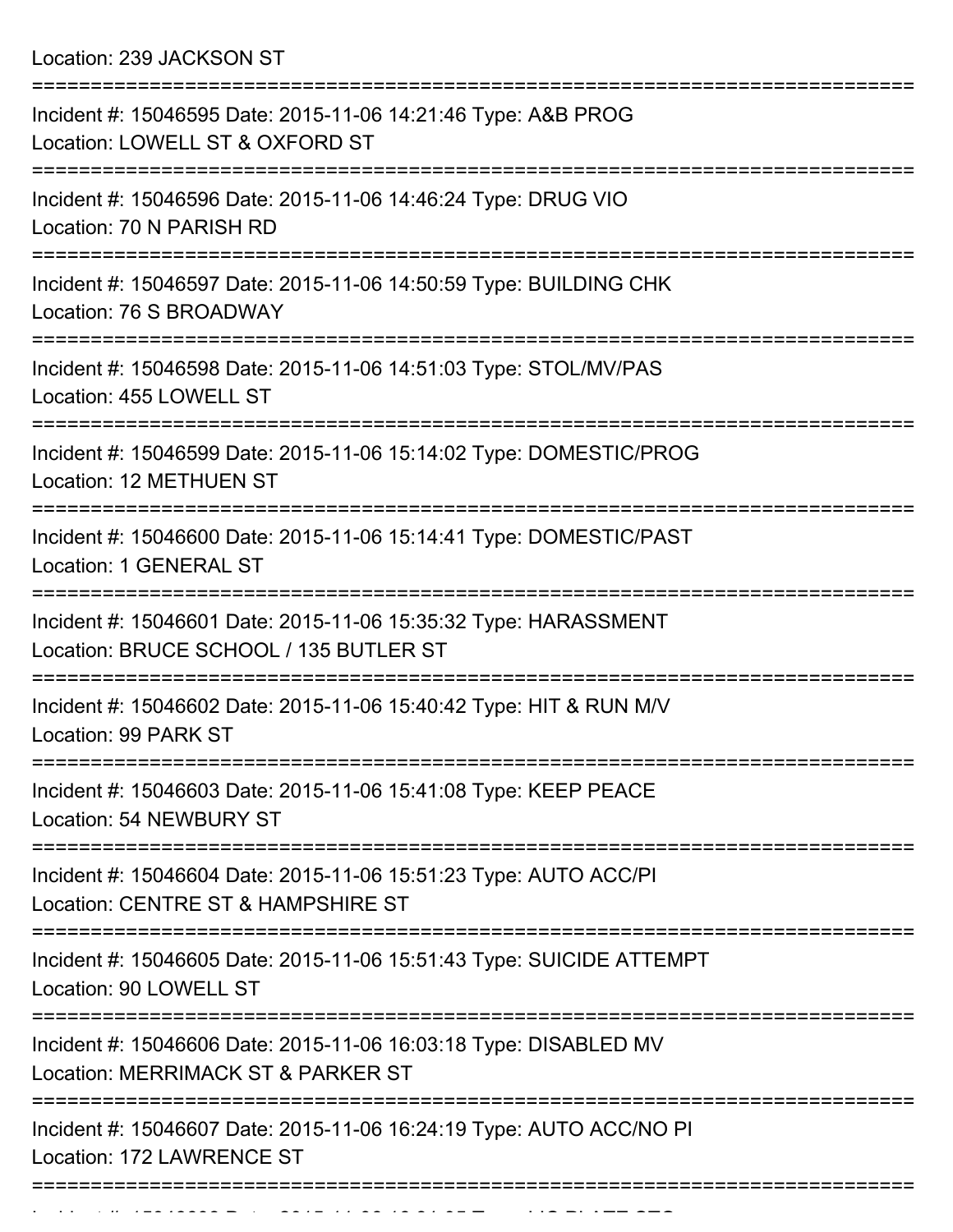Location: 239 JACKSON ST

===========================================================================

Incident #: 15046595 Date: 2015-11-06 14:21:46 Type: A&B PROG
Location: LOWELL ST & OXFORD ST

===========================================================================

Incident #: 15046596 Date: 2015-11-06 14:46:24 Type: DRUG VIO
Location: 70 N PARISH RD

===========================================================================

Incident #: 15046597 Date: 2015-11-06 14:50:59 Type: BUILDING CHK
Location: 76 S BROADWAY

===========================================================================

Incident #: 15046598 Date: 2015-11-06 14:51:03 Type: STOL/MV/PAS
Location: 455 LOWELL ST

===========================================================================

Incident #: 15046599 Date: 2015-11-06 15:14:02 Type: DOMESTIC/PROG
Location: 12 METHUEN ST

===========================================================================

Incident #: 15046600 Date: 2015-11-06 15:14:41 Type: DOMESTIC/PAST
Location: 1 GENERAL ST

===========================================================================

Incident #: 15046601 Date: 2015-11-06 15:35:32 Type: HARASSMENT
Location: BRUCE SCHOOL / 135 BUTLER ST

===========================================================================

Incident #: 15046602 Date: 2015-11-06 15:40:42 Type: HIT & RUN M/V
Location: 99 PARK ST

===========================================================================

Incident #: 15046603 Date: 2015-11-06 15:41:08 Type: KEEP PEACE
Location: 54 NEWBURY ST

===========================================================================

Incident #: 15046604 Date: 2015-11-06 15:51:23 Type: AUTO ACC/PI
Location: CENTRE ST & HAMPSHIRE ST

===========================================================================

Incident #: 15046605 Date: 2015-11-06 15:51:43 Type: SUICIDE ATTEMPT
Location: 90 LOWELL ST

===========================================================================

Incident #: 15046606 Date: 2015-11-06 16:03:18 Type: DISABLED MV
Location: MERRIMACK ST & PARKER ST

===========================================================================

Incident #: 15046607 Date: 2015-11-06 16:24:19 Type: AUTO ACC/NO PI
Location: 172 LAWRENCE ST

===========================================================================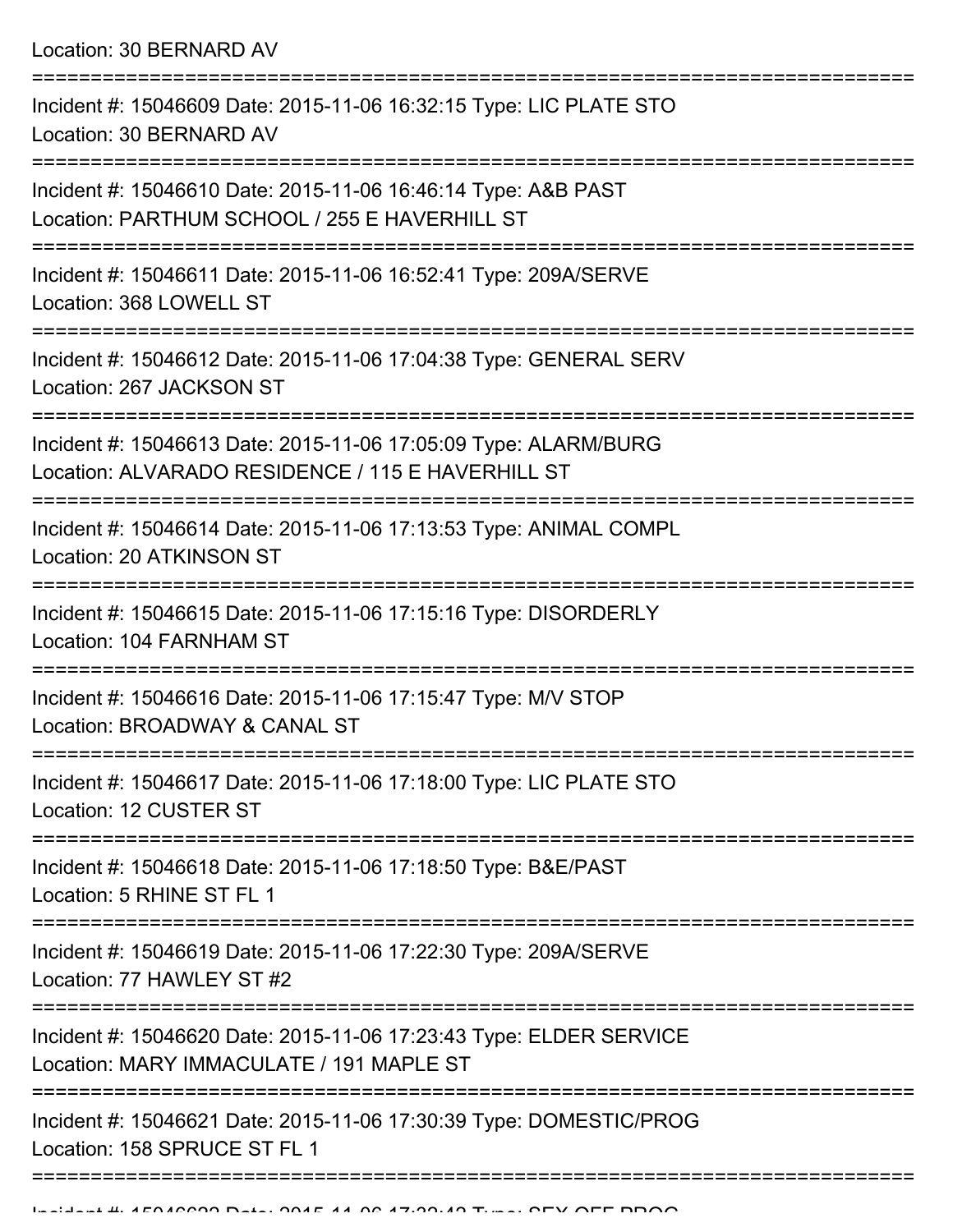Location: 30 BERNARD AV

===========================================================================

Incident #: 15046609 Date: 2015-11-06 16:32:15 Type: LIC PLATE STO
Location: 30 BERNARD AV

===========================================================================

Incident #: 15046610 Date: 2015-11-06 16:46:14 Type: A&B PAST
Location: PARTHUM SCHOOL / 255 E HAVERHILL ST

===========================================================================

Incident #: 15046611 Date: 2015-11-06 16:52:41 Type: 209A/SERVE
Location: 368 LOWELL ST

===========================================================================

Incident #: 15046612 Date: 2015-11-06 17:04:38 Type: GENERAL SERV
Location: 267 JACKSON ST

===========================================================================

Incident #: 15046613 Date: 2015-11-06 17:05:09 Type: ALARM/BURG
Location: ALVARADO RESIDENCE / 115 E HAVERHILL ST

===========================================================================

Incident #: 15046614 Date: 2015-11-06 17:13:53 Type: ANIMAL COMPL
Location: 20 ATKINSON ST

===========================================================================

Incident #: 15046615 Date: 2015-11-06 17:15:16 Type: DISORDERLY
Location: 104 FARNHAM ST

===========================================================================

Incident #: 15046616 Date: 2015-11-06 17:15:47 Type: M/V STOP
Location: BROADWAY & CANAL ST

===========================================================================

Incident #: 15046617 Date: 2015-11-06 17:18:00 Type: LIC PLATE STO
Location: 12 CUSTER ST

===========================================================================

Incident #: 15046618 Date: 2015-11-06 17:18:50 Type: B&E/PAST
Location: 5 RHINE ST FL 1

===========================================================================

Incident #: 15046619 Date: 2015-11-06 17:22:30 Type: 209A/SERVE
Location: 77 HAWLEY ST #2

===========================================================================

Incident #: 15046620 Date: 2015-11-06 17:23:43 Type: ELDER SERVICE
Location: MARY IMMACULATE / 191 MAPLE ST

===========================================================================

Incident #: 15046621 Date: 2015-11-06 17:30:39 Type: DOMESTIC/PROG
Location: 158 SPRUCE ST FL 1

===========================================================================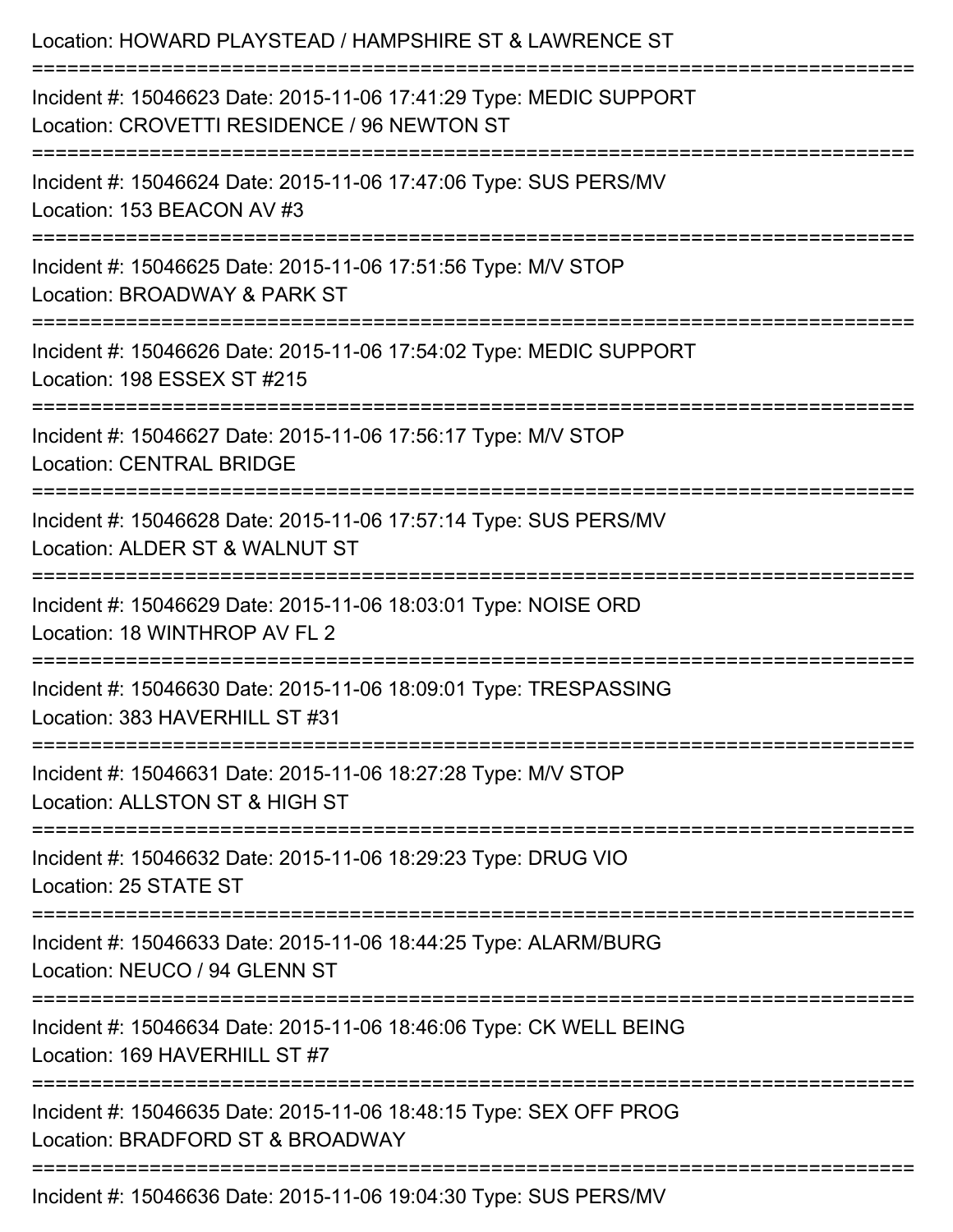Location: HOWARD PLAYSTEAD / HAMPSHIRE ST & LAWRENCE ST

===========================================================================

Incident #: 15046623 Date: 2015-11-06 17:41:29 Type: MEDIC SUPPORT
Location: CROVETTI RESIDENCE / 96 NEWTON ST

===========================================================================

Incident #: 15046624 Date: 2015-11-06 17:47:06 Type: SUS PERS/MV
Location: 153 BEACON AV #3

===========================================================================

Incident #: 15046625 Date: 2015-11-06 17:51:56 Type: M/V STOP
Location: BROADWAY & PARK ST

===========================================================================

Incident #: 15046626 Date: 2015-11-06 17:54:02 Type: MEDIC SUPPORT
Location: 198 ESSEX ST #215

===========================================================================

Incident #: 15046627 Date: 2015-11-06 17:56:17 Type: M/V STOP
Location: CENTRAL BRIDGE

===========================================================================

Incident #: 15046628 Date: 2015-11-06 17:57:14 Type: SUS PERS/MV
Location: ALDER ST & WALNUT ST

===========================================================================

Incident #: 15046629 Date: 2015-11-06 18:03:01 Type: NOISE ORD
Location: 18 WINTHROP AV FL 2

===========================================================================

Incident #: 15046630 Date: 2015-11-06 18:09:01 Type: TRESPASSING
Location: 383 HAVERHILL ST #31

===========================================================================

Incident #: 15046631 Date: 2015-11-06 18:27:28 Type: M/V STOP
Location: ALLSTON ST & HIGH ST

===========================================================================

Incident #: 15046632 Date: 2015-11-06 18:29:23 Type: DRUG VIO
Location: 25 STATE ST

===========================================================================

Incident #: 15046633 Date: 2015-11-06 18:44:25 Type: ALARM/BURG
Location: NEUCO / 94 GLENN ST

===========================================================================

Incident #: 15046634 Date: 2015-11-06 18:46:06 Type: CK WELL BEING
Location: 169 HAVERHILL ST #7

===========================================================================

Incident #: 15046635 Date: 2015-11-06 18:48:15 Type: SEX OFF PROG
Location: BRADFORD ST & BROADWAY

===========================================================================

Incident #: 15046636 Date: 2015-11-06 19:04:30 Type: SUS PERS/MV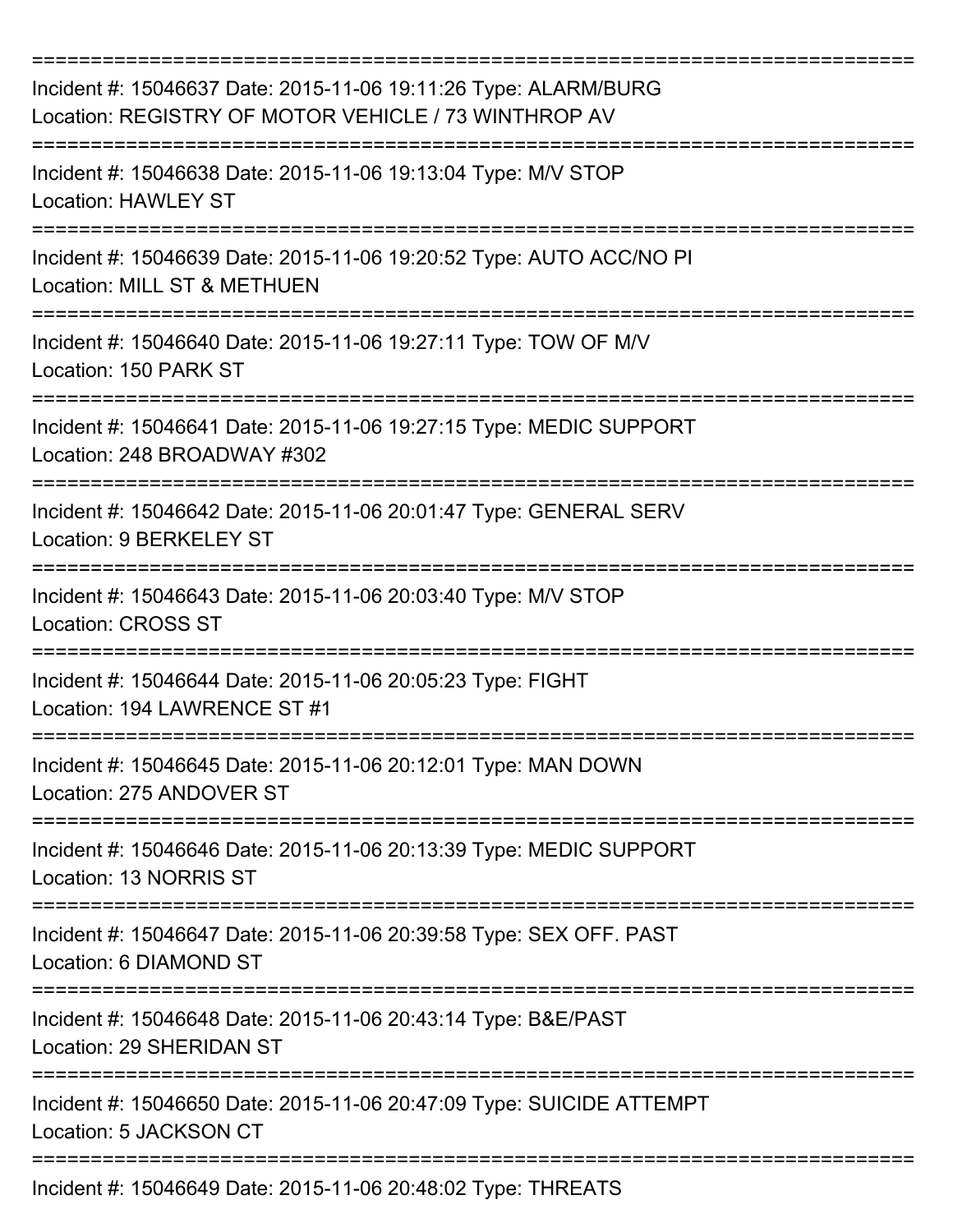===========================================================================

Incident #: 15046637 Date: 2015-11-06 19:11:26 Type: ALARM/BURG
Location: REGISTRY OF MOTOR VEHICLE / 73 WINTHROP AV

===========================================================================

Incident #: 15046638 Date: 2015-11-06 19:13:04 Type: M/V STOP
Location: HAWLEY ST

===========================================================================

Incident #: 15046639 Date: 2015-11-06 19:20:52 Type: AUTO ACC/NO PI
Location: MILL ST & METHUEN

===========================================================================

Incident #: 15046640 Date: 2015-11-06 19:27:11 Type: TOW OF M/V
Location: 150 PARK ST

===========================================================================

Incident #: 15046641 Date: 2015-11-06 19:27:15 Type: MEDIC SUPPORT
Location: 248 BROADWAY #302

===========================================================================

Incident #: 15046642 Date: 2015-11-06 20:01:47 Type: GENERAL SERV
Location: 9 BERKELEY ST

===========================================================================

Incident #: 15046643 Date: 2015-11-06 20:03:40 Type: M/V STOP
Location: CROSS ST

===========================================================================

Incident #: 15046644 Date: 2015-11-06 20:05:23 Type: FIGHT
Location: 194 LAWRENCE ST #1

===========================================================================

Incident #: 15046645 Date: 2015-11-06 20:12:01 Type: MAN DOWN
Location: 275 ANDOVER ST

===========================================================================

Incident #: 15046646 Date: 2015-11-06 20:13:39 Type: MEDIC SUPPORT
Location: 13 NORRIS ST

===========================================================================

Incident #: 15046647 Date: 2015-11-06 20:39:58 Type: SEX OFF. PAST
Location: 6 DIAMOND ST

===========================================================================

Incident #: 15046648 Date: 2015-11-06 20:43:14 Type: B&E/PAST
Location: 29 SHERIDAN ST

===========================================================================

Incident #: 15046650 Date: 2015-11-06 20:47:09 Type: SUICIDE ATTEMPT
Location: 5 JACKSON CT

===========================================================================

Incident #: 15046649 Date: 2015-11-06 20:48:02 Type: THREATS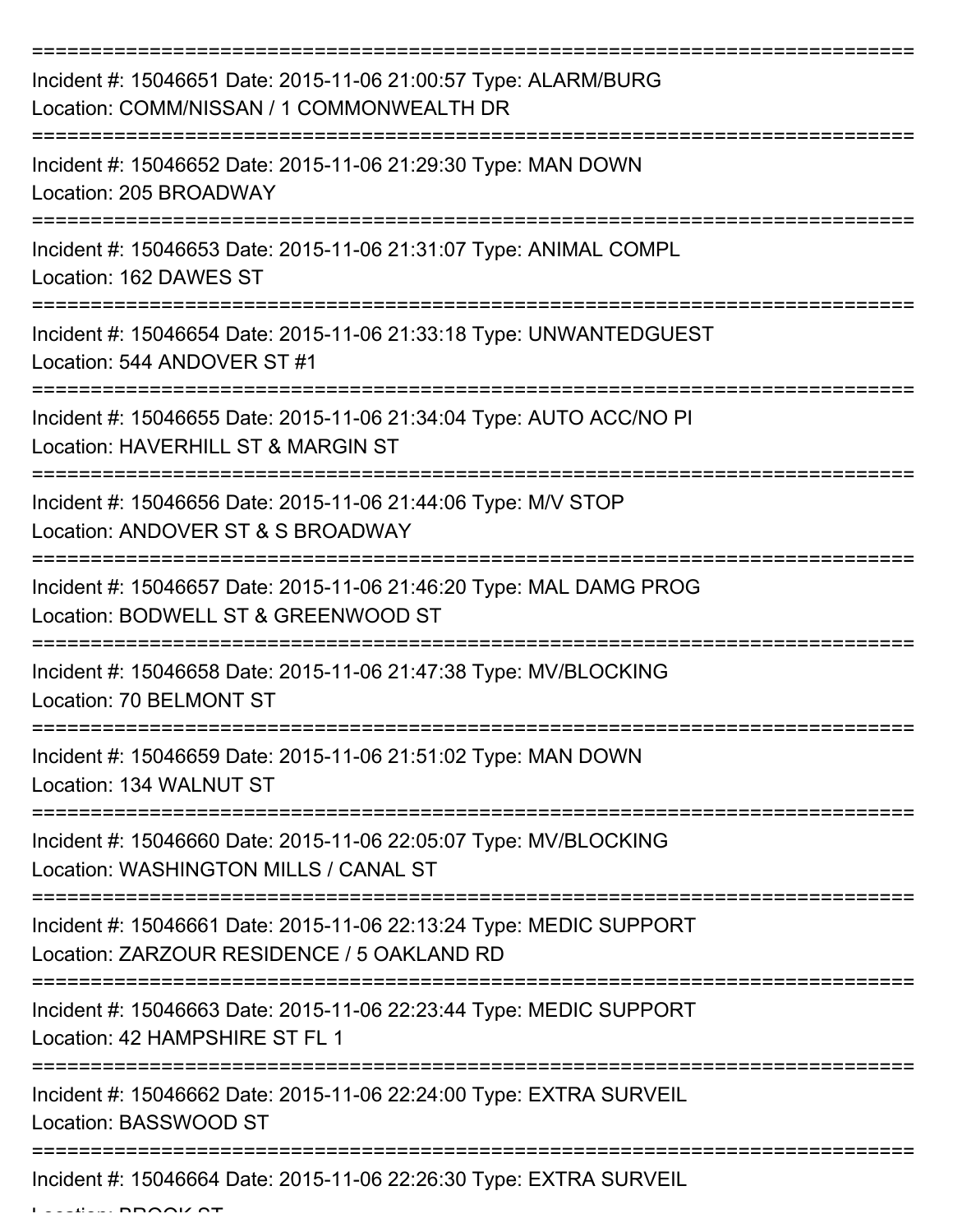===========================================================================
Incident #: 15046651 Date: 2015-11-06 21:00:57 Type: ALARM/BURG
Location: COMM/NISSAN / 1 COMMONWEALTH DR
===========================================================================
Incident #: 15046652 Date: 2015-11-06 21:29:30 Type: MAN DOWN
Location: 205 BROADWAY
===========================================================================
Incident #: 15046653 Date: 2015-11-06 21:31:07 Type: ANIMAL COMPL
Location: 162 DAWES ST
===========================================================================
Incident #: 15046654 Date: 2015-11-06 21:33:18 Type: UNWANTEDGUEST
Location: 544 ANDOVER ST #1
===========================================================================
Incident #: 15046655 Date: 2015-11-06 21:34:04 Type: AUTO ACC/NO PI
Location: HAVERHILL ST & MARGIN ST
===========================================================================
Incident #: 15046656 Date: 2015-11-06 21:44:06 Type: M/V STOP
Location: ANDOVER ST & S BROADWAY
===========================================================================
Incident #: 15046657 Date: 2015-11-06 21:46:20 Type: MAL DAMG PROG
Location: BODWELL ST & GREENWOOD ST
===========================================================================
Incident #: 15046658 Date: 2015-11-06 21:47:38 Type: MV/BLOCKING
Location: 70 BELMONT ST
===========================================================================
Incident #: 15046659 Date: 2015-11-06 21:51:02 Type: MAN DOWN
Location: 134 WALNUT ST
===========================================================================
Incident #: 15046660 Date: 2015-11-06 22:05:07 Type: MV/BLOCKING
Location: WASHINGTON MILLS / CANAL ST
===========================================================================
Incident #: 15046661 Date: 2015-11-06 22:13:24 Type: MEDIC SUPPORT
Location: ZARZOUR RESIDENCE / 5 OAKLAND RD
===========================================================================
Incident #: 15046663 Date: 2015-11-06 22:23:44 Type: MEDIC SUPPORT
Location: 42 HAMPSHIRE ST FL 1
===========================================================================
Incident #: 15046662 Date: 2015-11-06 22:24:00 Type: EXTRA SURVEIL
Location: BASSWOOD ST
===========================================================================
Incident #: 15046664 Date: 2015-11-06 22:26:30 Type: EXTRA SURVEIL
Location: BROOK ST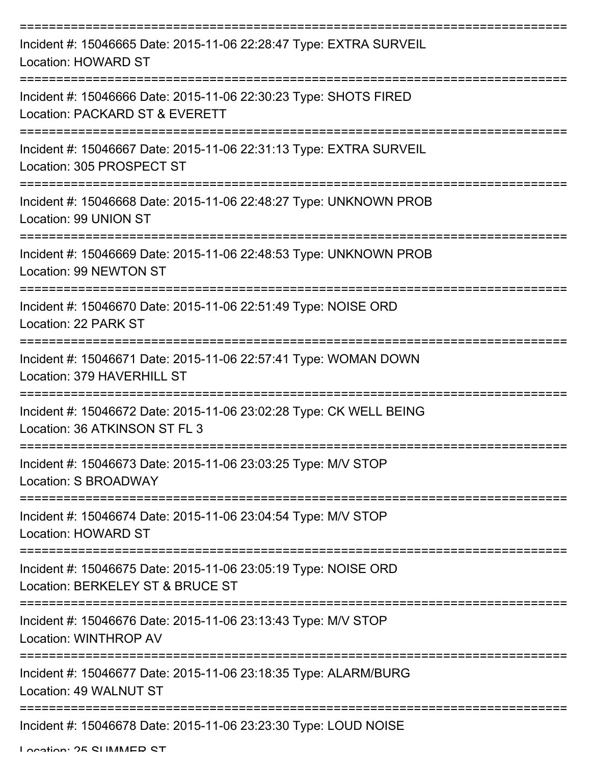===========================================================================

Incident #: 15046665 Date: 2015-11-06 22:28:47 Type: EXTRA SURVEIL
Location: HOWARD ST

===========================================================================

Incident #: 15046666 Date: 2015-11-06 22:30:23 Type: SHOTS FIRED
Location: PACKARD ST & EVERETT

===========================================================================

Incident #: 15046667 Date: 2015-11-06 22:31:13 Type: EXTRA SURVEIL
Location: 305 PROSPECT ST

===========================================================================

Incident #: 15046668 Date: 2015-11-06 22:48:27 Type: UNKNOWN PROB
Location: 99 UNION ST

===========================================================================

Incident #: 15046669 Date: 2015-11-06 22:48:53 Type: UNKNOWN PROB
Location: 99 NEWTON ST

===========================================================================

Incident #: 15046670 Date: 2015-11-06 22:51:49 Type: NOISE ORD
Location: 22 PARK ST

===========================================================================

Incident #: 15046671 Date: 2015-11-06 22:57:41 Type: WOMAN DOWN
Location: 379 HAVERHILL ST

===========================================================================

Incident #: 15046672 Date: 2015-11-06 23:02:28 Type: CK WELL BEING
Location: 36 ATKINSON ST FL 3

===========================================================================

Incident #: 15046673 Date: 2015-11-06 23:03:25 Type: M/V STOP
Location: S BROADWAY

===========================================================================

Incident #: 15046674 Date: 2015-11-06 23:04:54 Type: M/V STOP
Location: HOWARD ST

===========================================================================

Incident #: 15046675 Date: 2015-11-06 23:05:19 Type: NOISE ORD
Location: BERKELEY ST & BRUCE ST

===========================================================================

Incident #: 15046676 Date: 2015-11-06 23:13:43 Type: M/V STOP
Location: WINTHROP AV

===========================================================================

Incident #: 15046677 Date: 2015-11-06 23:18:35 Type: ALARM/BURG
Location: 49 WALNUT ST

===========================================================================

Incident #: 15046678 Date: 2015-11-06 23:23:30 Type: LOUD NOISE
Location: 25 SUMMER ST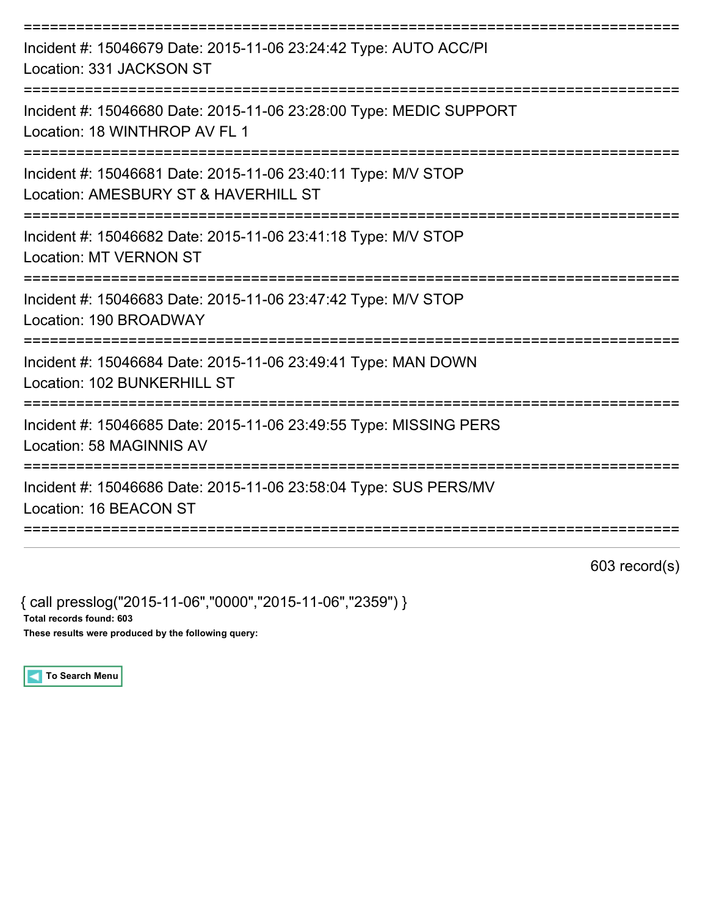===========================================================================

Incident #: 15046679 Date: 2015-11-06 23:24:42 Type: AUTO ACC/PI
Location: 331 JACKSON ST

===========================================================================

Incident #: 15046680 Date: 2015-11-06 23:28:00 Type: MEDIC SUPPORT
Location: 18 WINTHROP AV FL 1

===========================================================================

Incident #: 15046681 Date: 2015-11-06 23:40:11 Type: M/V STOP
Location: AMESBURY ST & HAVERHILL ST

===========================================================================

Incident #: 15046682 Date: 2015-11-06 23:41:18 Type: M/V STOP
Location: MT VERNON ST

===========================================================================

Incident #: 15046683 Date: 2015-11-06 23:47:42 Type: M/V STOP
Location: 190 BROADWAY

===========================================================================

Incident #: 15046684 Date: 2015-11-06 23:49:41 Type: MAN DOWN
Location: 102 BUNKERHILL ST

===========================================================================

Incident #: 15046685 Date: 2015-11-06 23:49:55 Type: MISSING PERS
Location: 58 MAGINNIS AV

===========================================================================

Incident #: 15046686 Date: 2015-11-06 23:58:04 Type: SUS PERS/MV
Location: 16 BEACON ST

===========================================================================

603 record(s)

{ call presslog("2015-11-06","0000","2015-11-06","2359") }

**Total records found: 603**

**These results were produced by the following query:**

To Search Menu